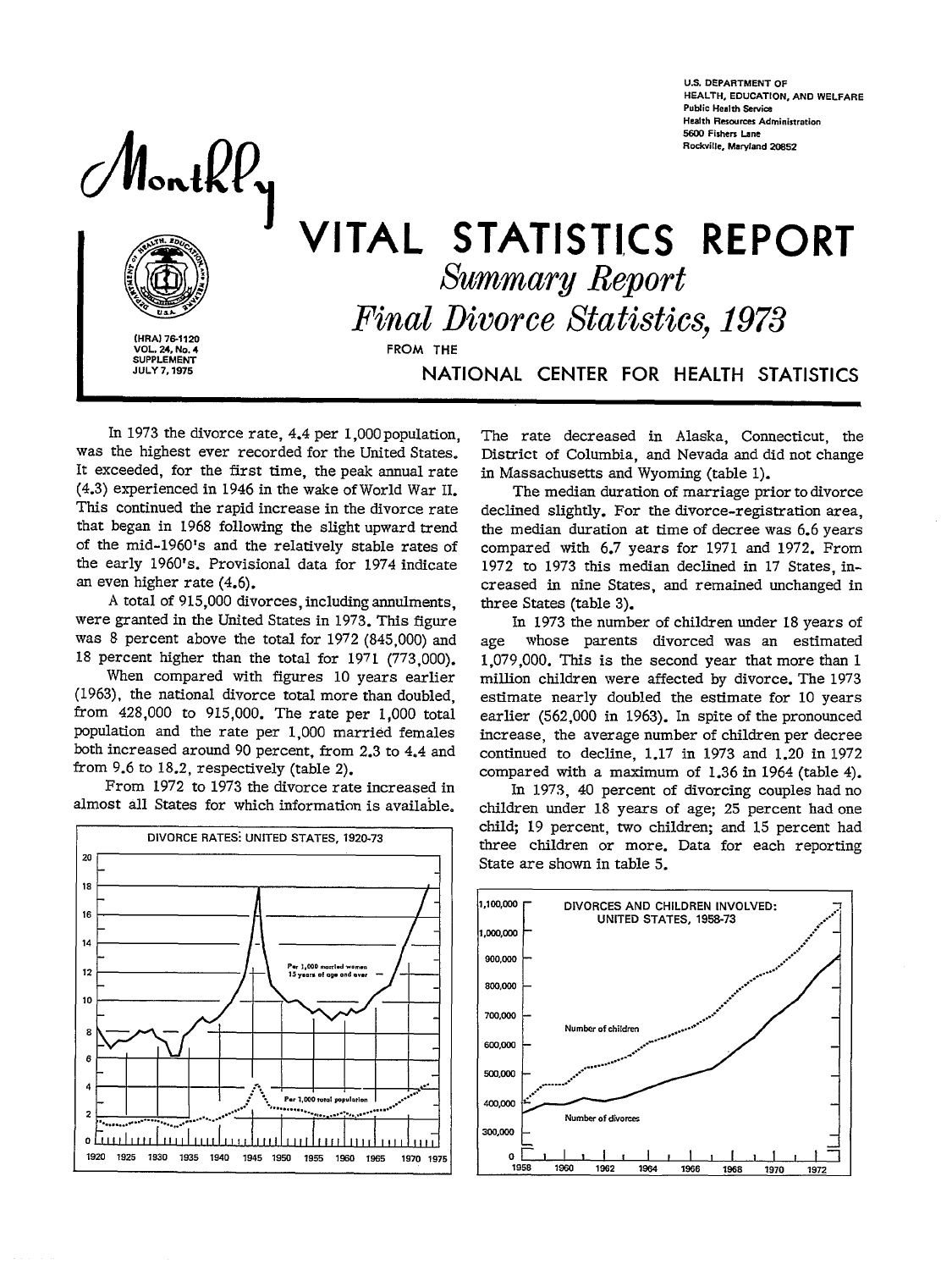U.S. DEPARTMENT OF HEALTH, EDUCATION, AND WELFARE
Public Health Service
Health Resources Administration
5600 Fishers Lane
Rockville, Maryland 20852

Monthly

# VITAL STATISTICS REPORT

## *Summary Report*

## *Final Divorce Statistics, 1973*

FROM THE

NATIONAL CENTER FOR HEALTH STATISTICS

(HRA) 76-1120
VOL. 24, No. 4
SUPPLEMENT
JULY 7, 1975

In 1973 the divorce rate, 4.4 per 1,000 population, was the highest ever recorded for the United States. It exceeded, for the first time, the peak annual rate (4.3) experienced in 1946 in the wake of World War II. This continued the rapid increase in the divorce rate that began in 1968 following the slight upward trend of the mid-1960's and the relatively stable rates of the early 1960's. Provisional data for 1974 indicate an even higher rate (4.6).

A total of 915,000 divorces, including annulments, were granted in the United States in 1973. This figure was 8 percent above the total for 1972 (845,000) and 18 percent higher than the total for 1971 (773,000).

When compared with figures 10 years earlier (1963), the national divorce total more than doubled, from 428,000 to 915,000. The rate per 1,000 total population and the rate per 1,000 married females both increased around 90 percent, from 2.3 to 4.4 and from 9.6 to 18.2, respectively (table 2).

From 1972 to 1973 the divorce rate increased in almost all States for which information is available. The rate decreased in Alaska, Connecticut, the District of Columbia, and Nevada and did not change in Massachusetts and Wyoming (table 1).

The median duration of marriage prior to divorce declined slightly. For the divorce-registration area, the median duration at time of decree was 6.6 years compared with 6.7 years for 1971 and 1972. From 1972 to 1973 this median declined in 17 States, increased in nine States, and remained unchanged in three States (table 3).

In 1973 the number of children under 18 years of age whose parents divorced was an estimated 1,079,000. This is the second year that more than 1 million children were affected by divorce. The 1973 estimate nearly doubled the estimate for 10 years earlier (562,000 in 1963). In spite of the pronounced increase, the average number of children per decree continued to decline, 1.17 in 1973 and 1.20 in 1972 compared with a maximum of 1.36 in 1964 (table 4).

In 1973, 40 percent of divorcing couples had no children under 18 years of age; 25 percent had one child; 19 percent, two children; and 15 percent had three children or more. Data for each reporting State are shown in table 5.

DIVORCE RATES: UNITED STATES, 1920-73

DIVORCES AND CHILDREN INVOLVED: UNITED STATES, 1958-73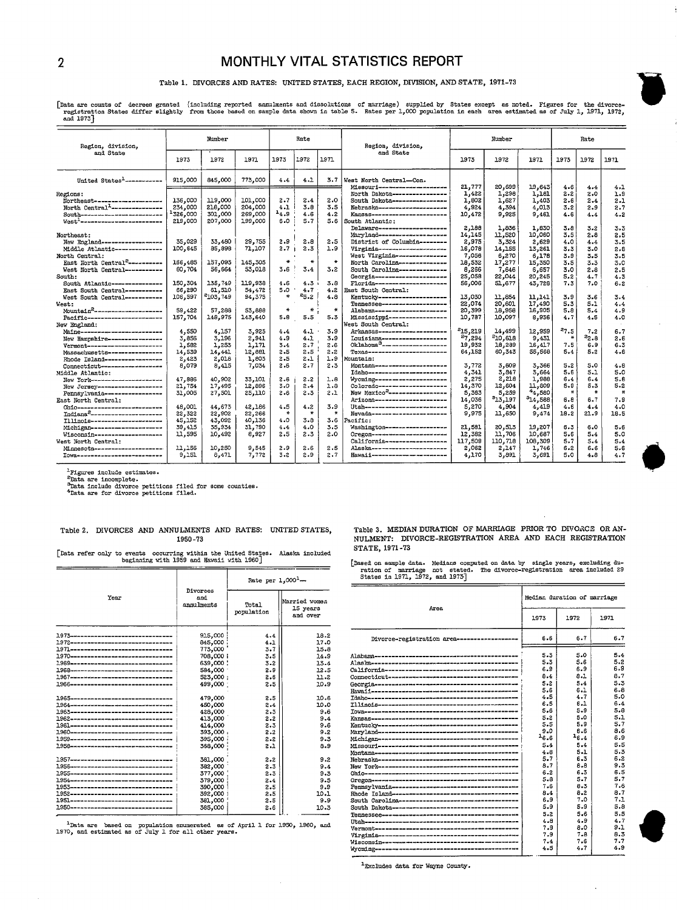# MONTHLY VITAL STATISTICS REPORT

### Table 1. DIVORCES AND RATES: UNITED STATES, EACH REGION, DIVISION, AND STATE, 1971-73

[Data are counts of decrees granted (including reported annulments and dissolutions of marriage) supplied by States except as noted. Figures for the divorce-registration States differ slightly from those based on sample data shown in table 5. Rates per 1,000 population in each area estimated as of July 1, 1971, 1972, and 1973]

| Region, division, and State | Number 1973 | Number 1972 | Number 1971 | Rate 1973 | Rate 1972 | Rate 1971 |
|---|---|---|---|---|---|---|
| United States[1] | 915,000 | 845,000 | 773,000 | 4.4 | 4.1 | 3.7 |
| **Regions:** | | | | | | |
| Northeast | 136,000 | 119,000 | 101,000 | 2.7 | 2.4 | 2.0 |
| North Central[1] | 234,000 | 218,000 | 204,000 | 4.1 | 3.8 | 3.5 |
| South | [1]326,000 | 301,000 | 269,000 | [1]4.9 | 4.6 | 4.2 |
| West[1] | 219,000 | 207,000 | 199,000 | 6.0 | 5.7 | 5.6 |
| **Northeast:** | | | | | | |
| New England | 35,023 | 33,480 | 29,755 | 2.9 | 2.8 | 2.5 |
| Middle Atlantic | 100,645 | 85,898 | 71,107 | 2.7 | 2.3 | 1.9 |
| **North Central:** | | | | | | |
| East North Central[2] | 166,485 | 157,095 | 145,305 | * | * | * |
| West North Central | 60,704 | 56,664 | 53,018 | 3.6 | 3.4 | 3.2 |
| **South:** | | | | | | |
| South Atlantic | 150,304 | 135,749 | 119,938 | 4.6 | 4.3 | 3.8 |
| East South Central | 66,290 | 61,510 | 54,472 | 5.0 | 4.7 | 4.2 |
| West South Central | 106,597 | [2]103,749 | 94,375 | * | [2]5.2 | 4.8 |
| **West:** | | | | | | |
| Mountain[2] | 59,422 | 57,288 | 53,888 | * | * | * |
| Pacific | 157,704 | 148,975 | 143,640 | 5.8 | 5.5 | 5.3 |
| **New England:** | | | | | | |
| Maine | 4,550 | 4,157 | 3,925 | 4.4 | 4.1 | 3.9 |
| New Hampshire | 3,855 | 3,196 | 2,941 | 4.9 | 4.1 | 3.9 |
| Vermont | 1,582 | 1,253 | 1,171 | 3.4 | 2.7 | 2.6 |
| Massachusetts | 14,539 | 14,441 | 12,881 | 2.5 | 2.5 | 2.2 |
| Rhode Island | 2,423 | 2,018 | 1,803 | 2.5 | 2.1 | 1.9 |
| Connecticut | 8,079 | 8,415 | 7,034 | 2.6 | 2.7 | 2.3 |
| **Middle Atlantic:** | | | | | | |
| New York | 47,886 | 40,902 | 33,101 | 2.6 | 2.2 | 1.8 |
| New Jersey | 21,754 | 17,495 | 12,896 | 3.0 | 2.4 | 1.8 |
| Pennsylvania | 31,005 | 27,501 | 25,110 | 2.6 | 2.3 | 2.1 |
| **East North Central:** | | | | | | |
| Ohio | 48,001 | 44,673 | 42,186 | 4.5 | 4.2 | 3.9 |
| Indiana[2] | 22,322 | 22,902 | 22,266 | * | * | * |
| Illinois | 45,152 | 43,092 | 40,136 | 4.0 | 3.8 | 3.6 |
| Michigan | 39,415 | 35,934 | 31,790 | 4.4 | 4.0 | 3.5 |
| Wisconsin | 11,595 | 10,492 | 8,927 | 2.5 | 2.3 | 2.0 |
| **West North Central:** | | | | | | |
| Minnesota | 11,156 | 10,250 | 9,545 | 2.9 | 2.6 | 2.5 |
| Iowa | 9,151 | 8,471 | 7,772 | 3.2 | 2.9 | 2.7 |
| **West North Central—Con.** | | | | | | |
| Missouri | 21,777 | 20,699 | 19,643 | 4.6 | 4.4 | 4.1 |
| North Dakota | 1,422 | 1,298 | 1,161 | 2.2 | 2.0 | 1.9 |
| South Dakota | 1,802 | 1,627 | 1,403 | 2.6 | 2.4 | 2.1 |
| Nebraska | 4,924 | 4,394 | 4,013 | 3.2 | 2.9 | 2.7 |
| Kansas | 10,472 | 9,925 | 9,461 | 4.6 | 4.4 | 4.2 |
| **South Atlantic:** | | | | | | |
| Delaware | 2,188 | 1,836 | 1,830 | 3.8 | 3.2 | 3.3 |
| Maryland | 14,145 | 11,520 | 10,060 | 3.5 | 2.8 | 2.5 |
| District of Columbia | 2,975 | 3,324 | 2,629 | 4.0 | 4.4 | 3.5 |
| Virginia | 16,078 | 14,155 | 13,261 | 3.3 | 3.0 | 2.8 |
| West Virginia | 7,056 | 6,270 | 6,178 | 3.9 | 3.5 | 3.5 |
| North Carolina | 18,532 | 17,277 | 15,350 | 3.5 | 3.3 | 3.0 |
| South Carolina | 8,266 | 7,646 | 6,657 | 3.0 | 2.8 | 2.5 |
| Georgia | 25,058 | 22,044 | 20,245 | 5.2 | 4.7 | 4.3 |
| Florida | 56,006 | 51,677 | 43,728 | 7.3 | 7.0 | 6.2 |
| **East South Central:** | | | | | | |
| Kentucky | 13,030 | 11,854 | 11,141 | 3.9 | 3.6 | 3.4 |
| Tennessee | 22,074 | 20,601 | 17,490 | 5.3 | 5.1 | 4.4 |
| Alabama | 20,399 | 18,958 | 16,905 | 5.8 | 5.4 | 4.9 |
| Mississippi | 10,787 | 10,097 | 8,936 | 4.7 | 4.5 | 4.0 |
| **West South Central:** | | | | | | |
| Arkansas | [3]15,219 | 14,499 | 12,959 | [3]7.5 | 7.2 | 6.7 |
| Louisiana | [2]7,294 | [2]10,618 | 9,431 | * | [2]2.8 | 2.6 |
| Oklahoma[3] | 19,932 | 18,289 | 16,417 | 7.5 | 6.9 | 6.3 |
| Texas | 64,152 | 60,343 | 55,568 | 5.4 | 5.2 | 4.8 |
| **Mountain:** | | | | | | |
| Montana | 3,772 | 3,609 | 3,366 | 5.2 | 5.0 | 4.8 |
| Idaho | 4,341 | 3,847 | 3,664 | 5.6 | 5.1 | 5.0 |
| Wyoming | 2,275 | 2,218 | 1,988 | 6.4 | 6.4 | 5.8 |
| Colorado | 14,370 | 12,604 | 11,809 | 5.9 | 5.3 | 5.2 |
| New Mexico[2] | 5,383 | 5,259 | [4]4,580 | * | * | * |
| Arizona | 14,036 | [3]13,197 | [3]14,588 | 6.8 | 6.7 | 7.9 |
| Utah | 5,270 | 4,904 | 4,419 | 4.6 | 4.4 | 4.0 |
| Nevada | 9,975 | 11,650 | 9,474 | 18.2 | 21.9 | 18.5 |
| **Pacific:** | | | | | | |
| Washington | 21,581 | 20,515 | 19,207 | 6.3 | 6.0 | 5.6 |
| Oregon | 12,382 | 11,706 | 10,687 | 5.6 | 5.4 | 5.0 |
| California | 117,509 | 110,718 | 108,309 | 5.7 | 5.4 | 5.4 |
| Alaska | 2,062 | 2,147 | 1,746 | 6.2 | 6.6 | 5.6 |
| Hawaii | 4,170 | 3,891 | 3,691 | 5.0 | 4.8 | 4.7 |

[1]Figures include estimates.
[2]Data are incomplete.
[3]Data include divorce petitions filed for some counties.
[4]Data are for divorce petitions filed.

### Table 2. DIVORCES AND ANNULMENTS AND RATES: UNITED STATES, 1950-73

[Data refer only to events occurring within the United States. Alaska included beginning with 1959 and Hawaii with 1960]

| Year | Divorces and annulments | Rate per 1,000[1]— Total population | Rate per 1,000[1]— Married women 15 years and over |
|---|---|---|---|
| 1973 | 915,000 | 4.4 | 18.2 |
| 1972 | 845,000 | 4.1 | 17.0 |
| 1971 | 773,000 | 3.7 | 15.8 |
| 1970 | 708,000 | 3.5 | 14.9 |
| 1969 | 639,000 | 3.2 | 13.4 |
| 1968 | 584,000 | 2.9 | 12.5 |
| 1967 | 523,000 | 2.6 | 11.2 |
| 1966 | 499,000 | 2.5 | 10.9 |
| 1965 | 479,000 | 2.5 | 10.6 |
| 1964 | 450,000 | 2.4 | 10.0 |
| 1963 | 428,000 | 2.3 | 9.6 |
| 1962 | 413,000 | 2.2 | 9.4 |
| 1961 | 414,000 | 2.3 | 9.6 |
| 1960 | 393,000 | 2.2 | 9.2 |
| 1959 | 395,000 | 2.2 | 9.3 |
| 1958 | 368,000 | 2.1 | 8.9 |
| 1957 | 381,000 | 2.2 | 9.2 |
| 1956 | 382,000 | 2.3 | 9.4 |
| 1955 | 377,000 | 2.3 | 9.3 |
| 1954 | 379,000 | 2.4 | 9.5 |
| 1953 | 390,000 | 2.5 | 9.9 |
| 1952 | 392,000 | 2.5 | 10.1 |
| 1951 | 381,000 | 2.5 | 9.9 |
| 1950 | 385,000 | 2.6 | 10.3 |

[1]Data are based on population enumerated as of April 1 for 1950, 1960, and 1970, and estimated as of July 1 for all other years.

### Table 3. MEDIAN DURATION OF MARRIAGE PRIOR TO DIVORCE OR ANNULMENT: DIVORCE-REGISTRATION AREA AND EACH REGISTRATION STATE, 1971-73

[Based on sample data. Medians computed on data by single years, excluding duration of marriage not stated. The divorce-registration area included 29 States in 1971, 1972, and 1973]

| Area | Median duration of marriage 1973 | 1972 | 1971 |
|---|---|---|---|
| Divorce-registration area | 6.6 | 6.7 | 6.7 |
| Alabama | 5.3 | 5.0 | 5.4 |
| Alaska | 5.3 | 5.6 | 5.2 |
| California | 6.9 | 6.9 | 6.9 |
| Connecticut | 8.4 | 8.1 | 8.7 |
| Georgia | 5.2 | 5.4 | 5.3 |
| Hawaii | 5.6 | 6.1 | 6.8 |
| Idaho | 4.5 | 4.7 | 5.0 |
| Illinois | 6.5 | 6.1 | 6.4 |
| Iowa | 5.6 | 5.9 | 5.8 |
| Kansas | 5.2 | 5.0 | 5.1 |
| Kentucky | 5.5 | 5.9 | 5.7 |
| Maryland | 9.0 | 8.6 | 8.6 |
| Michigan | [1]6.6 | [1]6.4 | 6.9 |
| Missouri | 5.4 | 5.4 | 5.5 |
| Montana | 4.8 | 5.1 | 5.3 |
| Nebraska | 5.7 | 6.3 | 6.2 |
| New York | 8.7 | 8.8 | 9.3 |
| Ohio | 6.2 | 6.3 | 6.5 |
| Oregon | 5.8 | 5.7 | 5.7 |
| Pennsylvania | 7.6 | 8.3 | 7.6 |
| Rhode Island | 8.4 | 8.2 | 8.7 |
| South Carolina | 6.9 | 7.0 | 7.1 |
| South Dakota | 5.9 | 5.9 | 5.8 |
| Tennessee | 5.2 | 5.6 | 5.5 |
| Utah | 4.8 | 4.9 | 4.7 |
| Vermont | 7.9 | 8.0 | 9.1 |
| Virginia | 7.9 | 7.8 | 8.3 |
| Wisconsin | 7.4 | 7.6 | 7.7 |
| Wyoming | 4.5 | 4.7 | 4.9 |

[1]Excludes data for Wayne County.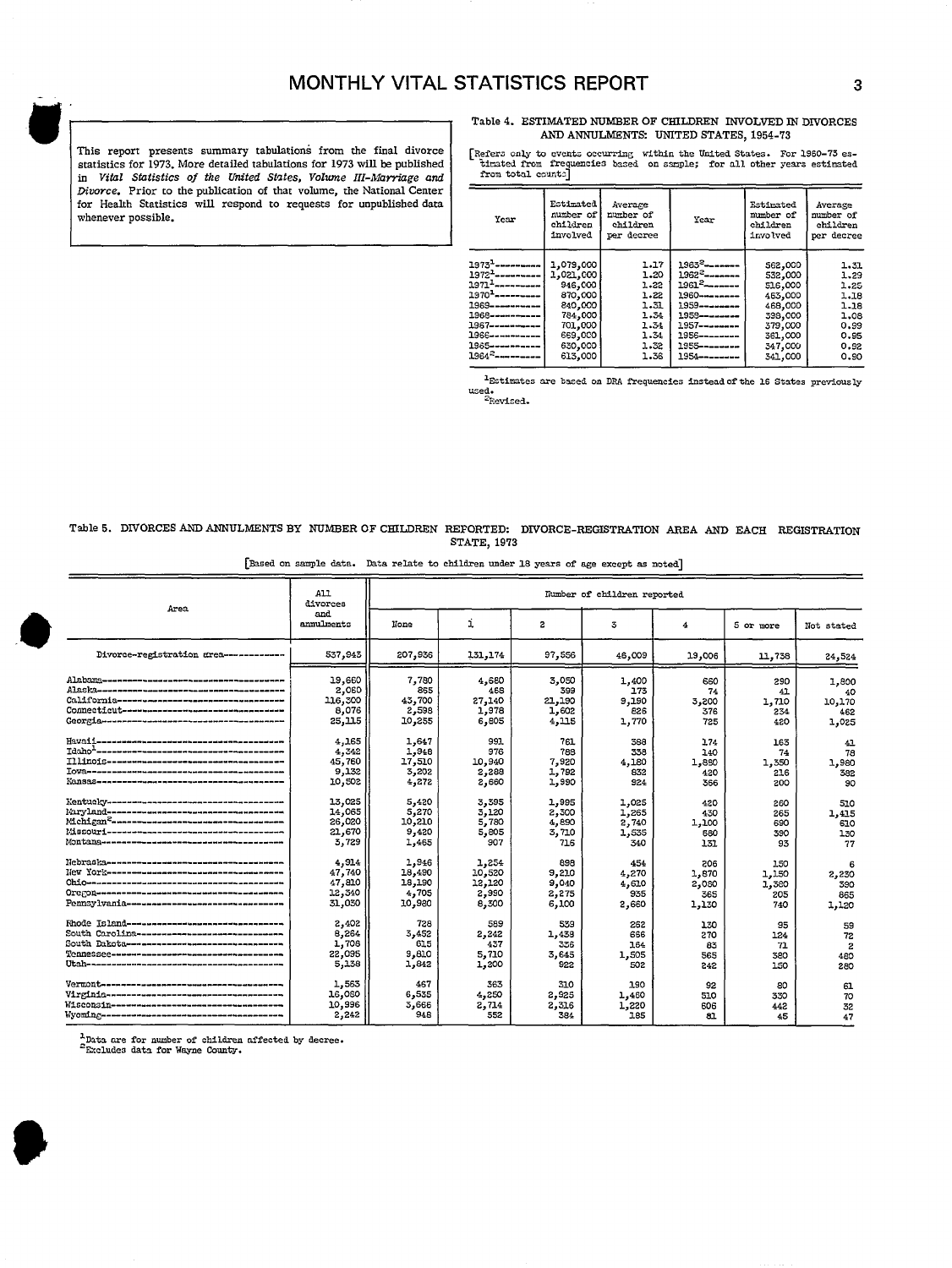This report presents summary tabulations from the final divorce statistics for 1973. More detailed tabulations for 1973 will be published in *Vital Statistics of the United States, Volume III–Marriage and Divorce*. Prior to the publication of that volume, the National Center for Health Statistics will respond to requests for unpublished data whenever possible.

## Table 4. ESTIMATED NUMBER OF CHILDREN INVOLVED IN DIVORCES AND ANNULMENTS: UNITED STATES, 1954-73

[Refers only to events occurring within the United States. For 1960-73 estimated from frequencies based on sample; for all other years estimated from total counts]

| Year | Estimated number of children involved | Average number of children per decree | Year | Estimated number of children involved | Average number of children per decree |
|---|---|---|---|---|---|
| 1973[1] | 1,079,000 | 1.17 | 1963[2] | 562,000 | 1.31 |
| 1972[1] | 1,021,000 | 1.20 | 1962[2] | 532,000 | 1.29 |
| 1971[1] | 946,000 | 1.22 | 1961[2] | 516,000 | 1.25 |
| 1970[1] | 870,000 | 1.22 | 1960 | 463,000 | 1.18 |
| 1969 | 840,000 | 1.31 | 1959 | 468,000 | 1.18 |
| 1968 | 784,000 | 1.34 | 1958 | 398,000 | 1.08 |
| 1967 | 701,000 | 1.34 | 1957 | 379,000 | 0.99 |
| 1966 | 669,000 | 1.34 | 1956 | 361,000 | 0.95 |
| 1965 | 630,000 | 1.32 | 1955 | 347,000 | 0.92 |
| 1964[2] | 613,000 | 1.36 | 1954 | 341,000 | 0.90 |

[1]Estimates are based on DRA frequencies instead of the 16 States previously used.
[2]Revised.

## Table 5. DIVORCES AND ANNULMENTS BY NUMBER OF CHILDREN REPORTED: DIVORCE-REGISTRATION AREA AND EACH REGISTRATION STATE, 1973

[Based on sample data. Data relate to children under 18 years of age except as noted]

| Area | All divorces and annulments | Number of children reported | | | | | | |
|---|---|---|---|---|---|---|---|---|
| | | None | 1 | 2 | 3 | 4 | 5 or more | Not stated |
| Divorce-registration area | 537,943 | 207,936 | 131,174 | 97,556 | 46,009 | 19,006 | 11,738 | 24,524 |
| Alabama | 19,660 | 7,780 | 4,680 | 3,050 | 1,400 | 660 | 290 | 1,800 |
| Alaska | 2,060 | 885 | 468 | 399 | 173 | 74 | 41 | 40 |
| California | 116,300 | 43,700 | 27,140 | 21,190 | 9,190 | 3,200 | 1,710 | 10,170 |
| Connecticut | 8,076 | 2,598 | 1,978 | 1,602 | 826 | 376 | 234 | 462 |
| Georgia | 25,115 | 10,255 | 6,805 | 4,115 | 1,770 | 725 | 420 | 1,025 |
| Hawaii | 4,165 | 1,647 | 991 | 761 | 388 | 174 | 163 | 41 |
| Idaho[1] | 4,342 | 1,948 | 976 | 788 | 338 | 140 | 74 | 78 |
| Illinois | 45,760 | 17,510 | 10,940 | 7,920 | 4,180 | 1,880 | 1,350 | 1,980 |
| Iowa | 9,132 | 3,202 | 2,288 | 1,792 | 832 | 420 | 216 | 382 |
| Kansas | 10,502 | 4,272 | 2,660 | 1,990 | 924 | 366 | 200 | 90 |
| Kentucky | 13,025 | 5,420 | 3,395 | 1,995 | 1,025 | 420 | 260 | 510 |
| Maryland | 14,065 | 5,270 | 3,120 | 2,300 | 1,265 | 430 | 265 | 1,415 |
| Michigan[2] | 26,020 | 10,210 | 5,780 | 4,890 | 2,740 | 1,100 | 690 | 610 |
| Missouri | 21,670 | 9,420 | 5,805 | 3,710 | 1,535 | 680 | 390 | 130 |
| Montana | 3,729 | 1,465 | 907 | 716 | 340 | 131 | 93 | 77 |
| Nebraska | 4,914 | 1,946 | 1,254 | 898 | 454 | 206 | 150 | 6 |
| New York | 47,740 | 18,490 | 10,520 | 9,210 | 4,270 | 1,870 | 1,150 | 2,230 |
| Ohio | 47,810 | 18,190 | 12,120 | 9,040 | 4,610 | 2,080 | 1,380 | 390 |
| Oregon | 12,340 | 4,705 | 2,990 | 2,275 | 935 | 365 | 205 | 865 |
| Pennsylvania | 31,050 | 10,980 | 8,300 | 6,100 | 2,660 | 1,130 | 740 | 1,120 |
| Rhode Island | 2,402 | 728 | 589 | 539 | 262 | 130 | 95 | 59 |
| South Carolina | 8,264 | 3,452 | 2,242 | 1,438 | 666 | 270 | 124 | 72 |
| South Dakota | 1,706 | 615 | 437 | 336 | 164 | 83 | 71 | 2 |
| Tennessee | 22,095 | 9,810 | 5,710 | 3,645 | 1,505 | 565 | 380 | 480 |
| Utah | 5,138 | 1,842 | 1,200 | 922 | 502 | 242 | 150 | 280 |
| Vermont | 1,563 | 467 | 363 | 310 | 190 | 92 | 80 | 61 |
| Virginia | 16,080 | 6,535 | 4,250 | 2,925 | 1,480 | 510 | 330 | 70 |
| Wisconsin | 10,996 | 3,666 | 2,714 | 2,316 | 1,220 | 606 | 442 | 32 |
| Wyoming | 2,242 | 948 | 552 | 384 | 185 | 81 | 45 | 47 |

[1]Data are for number of children affected by decree.
[2]Excludes data for Wayne County.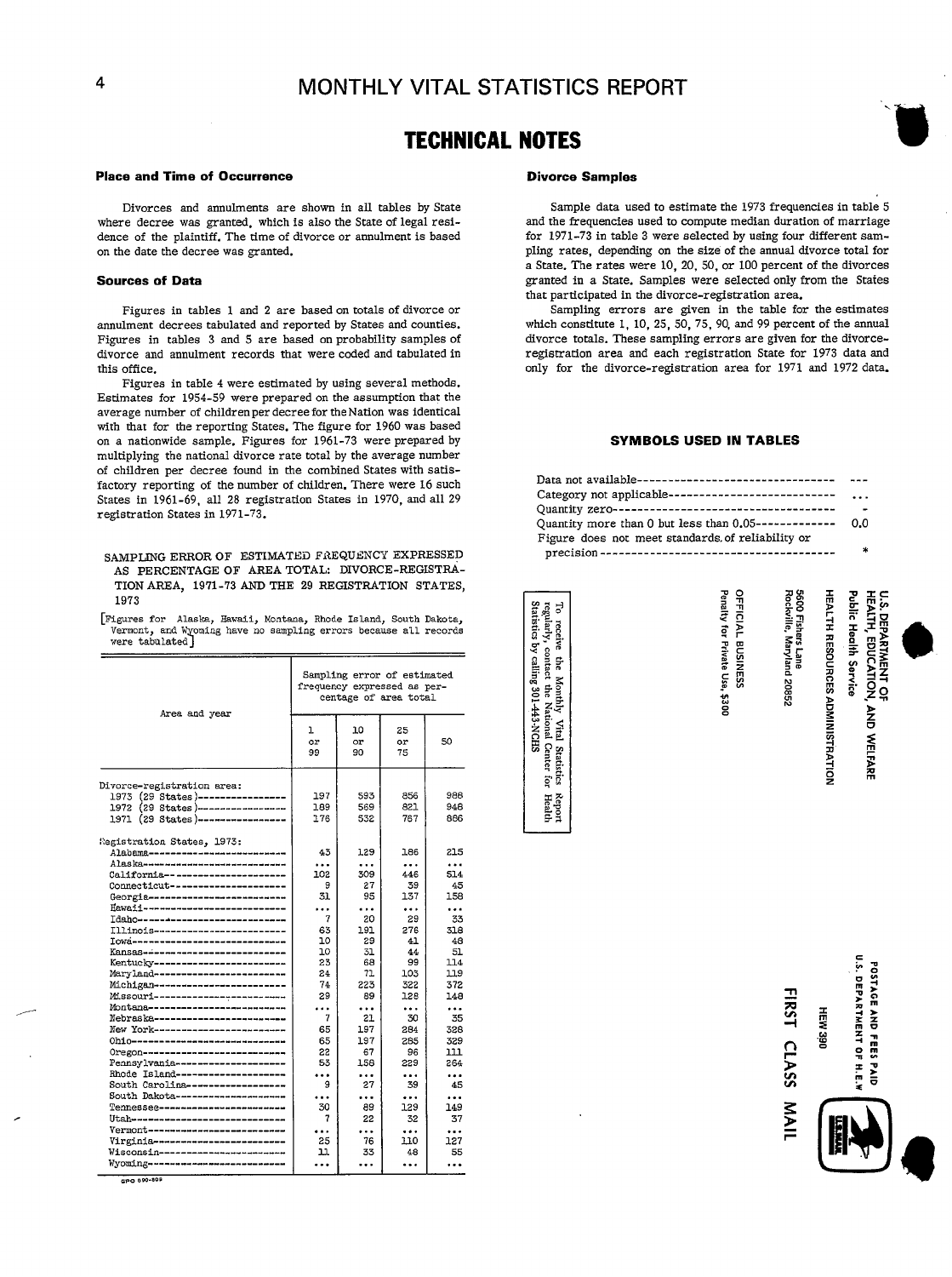## TECHNICAL NOTES

### Place and Time of Occurrence

Divorces and annulments are shown in all tables by State where decree was granted, which is also the State of legal residence of the plaintiff. The time of divorce or annulment is based on the date the decree was granted.

### Sources of Data

Figures in tables 1 and 2 are based on totals of divorce or annulment decrees tabulated and reported by States and counties. Figures in tables 3 and 5 are based on probability samples of divorce and annulment records that were coded and tabulated in this office.

Figures in table 4 were estimated by using several methods. Estimates for 1954-59 were prepared on the assumption that the average number of children per decree for the Nation was identical with that for the reporting States. The figure for 1960 was based on a nationwide sample. Figures for 1961-73 were prepared by multiplying the national divorce rate total by the average number of children per decree found in the combined States with satisfactory reporting of the number of children. There were 16 such States in 1961-69, all 28 registration States in 1970, and all 29 registration States in 1971-73.

SAMPLING ERROR OF ESTIMATED FREQUENCY EXPRESSED AS PERCENTAGE OF AREA TOTAL: DIVORCE-REGISTRATION AREA, 1971-73 AND THE 29 REGISTRATION STATES, 1973

[Figures for Alaska, Hawaii, Montana, Rhode Island, South Dakota, Vermont, and Wyoming have no sampling errors because all records were tabulated]

| Area and year | Sampling error of estimated frequency expressed as percentage of area total | | | |
|---|---|---|---|---|
| | 1 or 99 | 10 or 90 | 25 or 75 | 50 |
| Divorce-registration area: | | | | |
| 1973 (29 States) | 197 | 593 | 856 | 988 |
| 1972 (29 States) | 189 | 569 | 821 | 948 |
| 1971 (29 States) | 176 | 532 | 767 | 886 |
| Registration States, 1973: | | | | |
| Alabama | 43 | 129 | 186 | 215 |
| Alaska | ... | ... | ... | ... |
| California | 102 | 309 | 446 | 514 |
| Connecticut | 9 | 27 | 39 | 45 |
| Georgia | 31 | 95 | 137 | 158 |
| Hawaii | ... | ... | ... | ... |
| Idaho | 7 | 20 | 29 | 33 |
| Illinois | 63 | 191 | 276 | 318 |
| Iowa | 10 | 29 | 41 | 48 |
| Kansas | 10 | 31 | 44 | 51 |
| Kentucky | 23 | 68 | 99 | 114 |
| Maryland | 24 | 71 | 103 | 119 |
| Michigan | 74 | 223 | 322 | 372 |
| Missouri | 29 | 89 | 128 | 148 |
| Montana | ... | ... | ... | ... |
| Nebraska | 7 | 21 | 30 | 35 |
| New York | 65 | 197 | 284 | 328 |
| Ohio | 65 | 197 | 285 | 329 |
| Oregon | 22 | 67 | 96 | 111 |
| Pennsylvania | 53 | 158 | 229 | 264 |
| Rhode Island | ... | ... | ... | ... |
| South Carolina | 9 | 27 | 39 | 45 |
| South Dakota | ... | ... | ... | ... |
| Tennessee | 30 | 89 | 129 | 149 |
| Utah | 7 | 22 | 32 | 37 |
| Vermont | ... | ... | ... | ... |
| Virginia | 25 | 76 | 110 | 127 |
| Wisconsin | 11 | 33 | 48 | 55 |
| Wyoming | ... | ... | ... | ... |

### Divorce Samples

Sample data used to estimate the 1973 frequencies in table 5 and the frequencies used to compute median duration of marriage for 1971-73 in table 3 were selected by using four different sampling rates, depending on the size of the annual divorce total for a State. The rates were 10, 20, 50, or 100 percent of the divorces granted in a State. Samples were selected only from the States that participated in the divorce-registration area.

Sampling errors are given in the table for the estimates which constitute 1, 10, 25, 50, 75, 90, and 99 percent of the annual divorce totals. These sampling errors are given for the divorce-registration area and each registration State for 1973 data and only for the divorce-registration area for 1971 and 1972 data.

### SYMBOLS USED IN TABLES

| | |
|---|---|
| Data not available | --- |
| Category not applicable | ... |
| Quantity zero | - |
| Quantity more than 0 but less than 0.05 | 0.0 |
| Figure does not meet standards of reliability or precision | * |

U.S. DEPARTMENT OF HEALTH, EDUCATION, AND WELFARE
Public Health Service
HEALTH RESOURCES ADMINISTRATION
5600 Fishers Lane
Rockville, Maryland 20852

OFFICIAL BUSINESS
Penalty for Private Use, $300

To receive the Monthly Vital Statistics Report regularly, contact the National Center for Health Statistics by calling 301-443-NCHS

POSTAGE AND FEES PAID
U.S. DEPARTMENT OF H.E.W.
HEW 390

FIRST CLASS MAIL